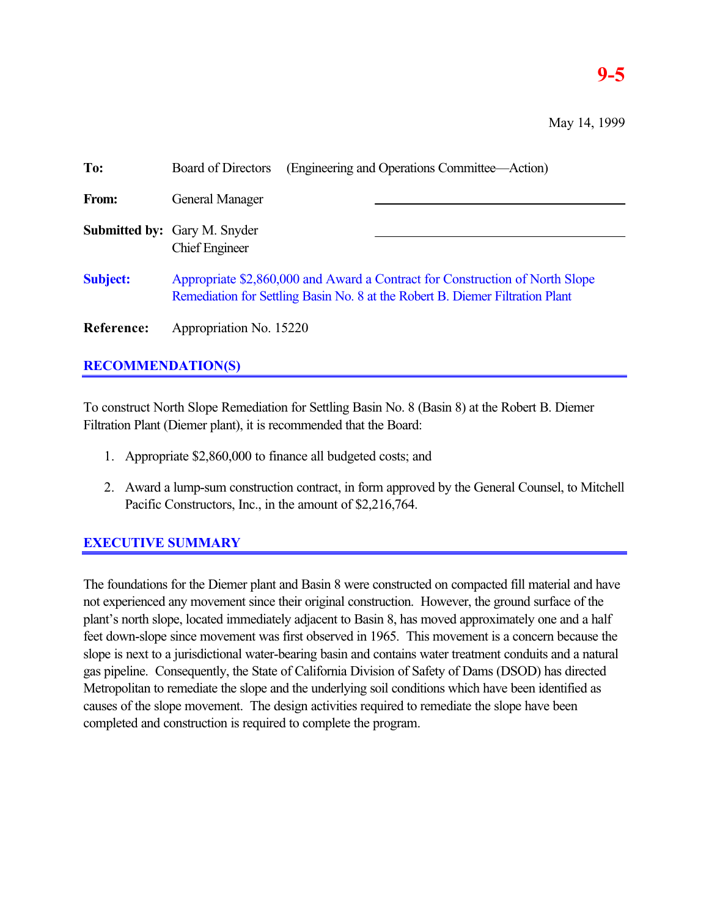**9-5**

May 14, 1999

| | |
|---|---|
| **To:** | Board of Directors (Engineering and Operations Committee—Action) |
| **From:** | General Manager |
| **Submitted by:** | Gary M. Snyder<br>Chief Engineer |
| **Subject:** | Appropriate $2,860,000 and Award a Contract for Construction of North Slope Remediation for Settling Basin No. 8 at the Robert B. Diemer Filtration Plant |
| **Reference:** | Appropriation No. 15220 |

## RECOMMENDATION(S)

To construct North Slope Remediation for Settling Basin No. 8 (Basin 8) at the Robert B. Diemer Filtration Plant (Diemer plant), it is recommended that the Board:

1. Appropriate $2,860,000 to finance all budgeted costs; and

2. Award a lump-sum construction contract, in form approved by the General Counsel, to Mitchell Pacific Constructors, Inc., in the amount of $2,216,764.

## EXECUTIVE SUMMARY

The foundations for the Diemer plant and Basin 8 were constructed on compacted fill material and have not experienced any movement since their original construction. However, the ground surface of the plant's north slope, located immediately adjacent to Basin 8, has moved approximately one and a half feet down-slope since movement was first observed in 1965. This movement is a concern because the slope is next to a jurisdictional water-bearing basin and contains water treatment conduits and a natural gas pipeline. Consequently, the State of California Division of Safety of Dams (DSOD) has directed Metropolitan to remediate the slope and the underlying soil conditions which have been identified as causes of the slope movement. The design activities required to remediate the slope have been completed and construction is required to complete the program.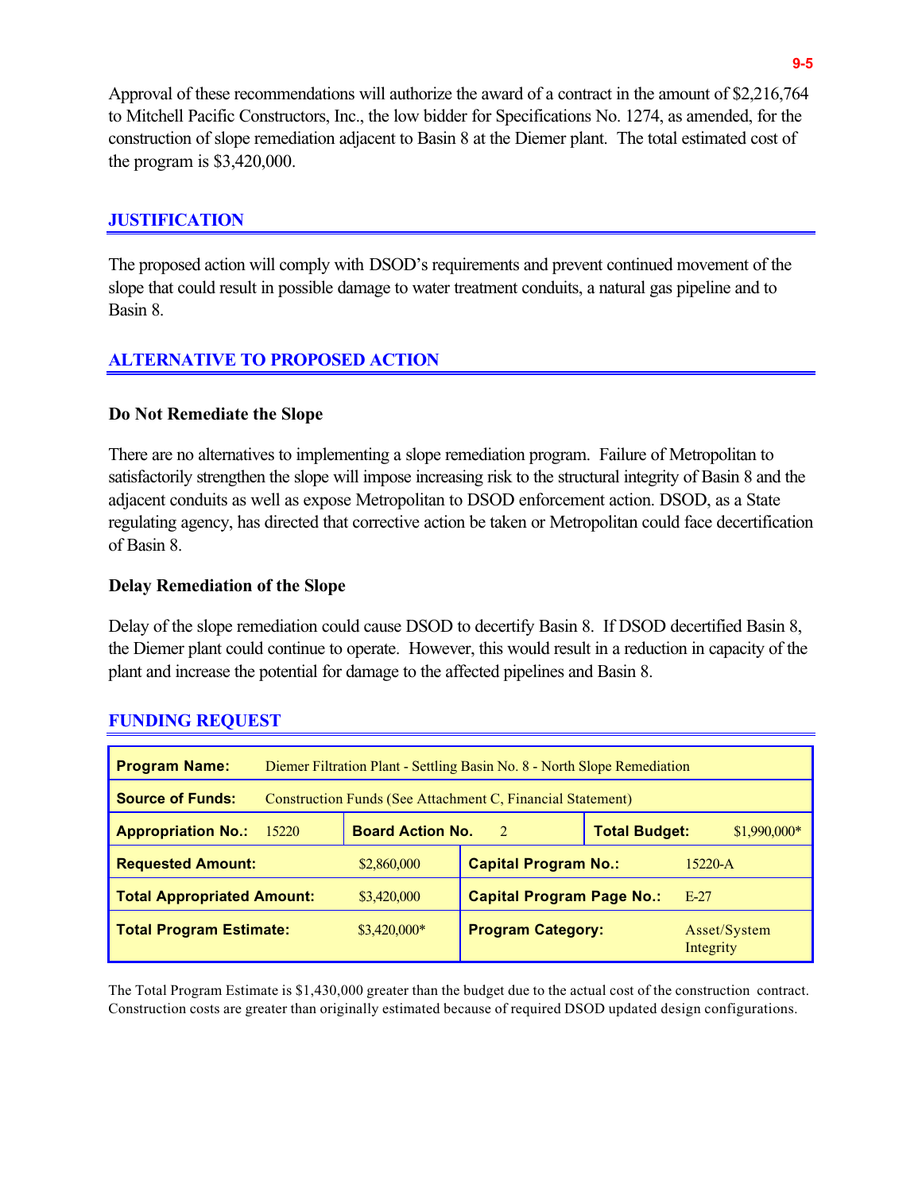Approval of these recommendations will authorize the award of a contract in the amount of $2,216,764 to Mitchell Pacific Constructors, Inc., the low bidder for Specifications No. 1274, as amended, for the construction of slope remediation adjacent to Basin 8 at the Diemer plant. The total estimated cost of the program is $3,420,000.

## JUSTIFICATION

The proposed action will comply with DSOD's requirements and prevent continued movement of the slope that could result in possible damage to water treatment conduits, a natural gas pipeline and to Basin 8.

## ALTERNATIVE TO PROPOSED ACTION

### Do Not Remediate the Slope

There are no alternatives to implementing a slope remediation program. Failure of Metropolitan to satisfactorily strengthen the slope will impose increasing risk to the structural integrity of Basin 8 and the adjacent conduits as well as expose Metropolitan to DSOD enforcement action. DSOD, as a State regulating agency, has directed that corrective action be taken or Metropolitan could face decertification of Basin 8.

### Delay Remediation of the Slope

Delay of the slope remediation could cause DSOD to decertify Basin 8. If DSOD decertified Basin 8, the Diemer plant could continue to operate. However, this would result in a reduction in capacity of the plant and increase the potential for damage to the affected pipelines and Basin 8.

## FUNDING REQUEST

| **Program Name:** | Diemer Filtration Plant - Settling Basin No. 8 - North Slope Remediation | | |
|---|---|---|---|
| **Source of Funds:** | Construction Funds (See Attachment C, Financial Statement) | | |
| **Appropriation No.:** 15220 | **Board Action No.** 2 | **Total Budget:** $1,990,000* | |
| **Requested Amount:** | $2,860,000 | **Capital Program No.:** | 15220-A |
| **Total Appropriated Amount:** | $3,420,000 | **Capital Program Page No.:** | E-27 |
| **Total Program Estimate:** | $3,420,000* | **Program Category:** | Asset/System Integrity |

The Total Program Estimate is $1,430,000 greater than the budget due to the actual cost of the construction contract. Construction costs are greater than originally estimated because of required DSOD updated design configurations.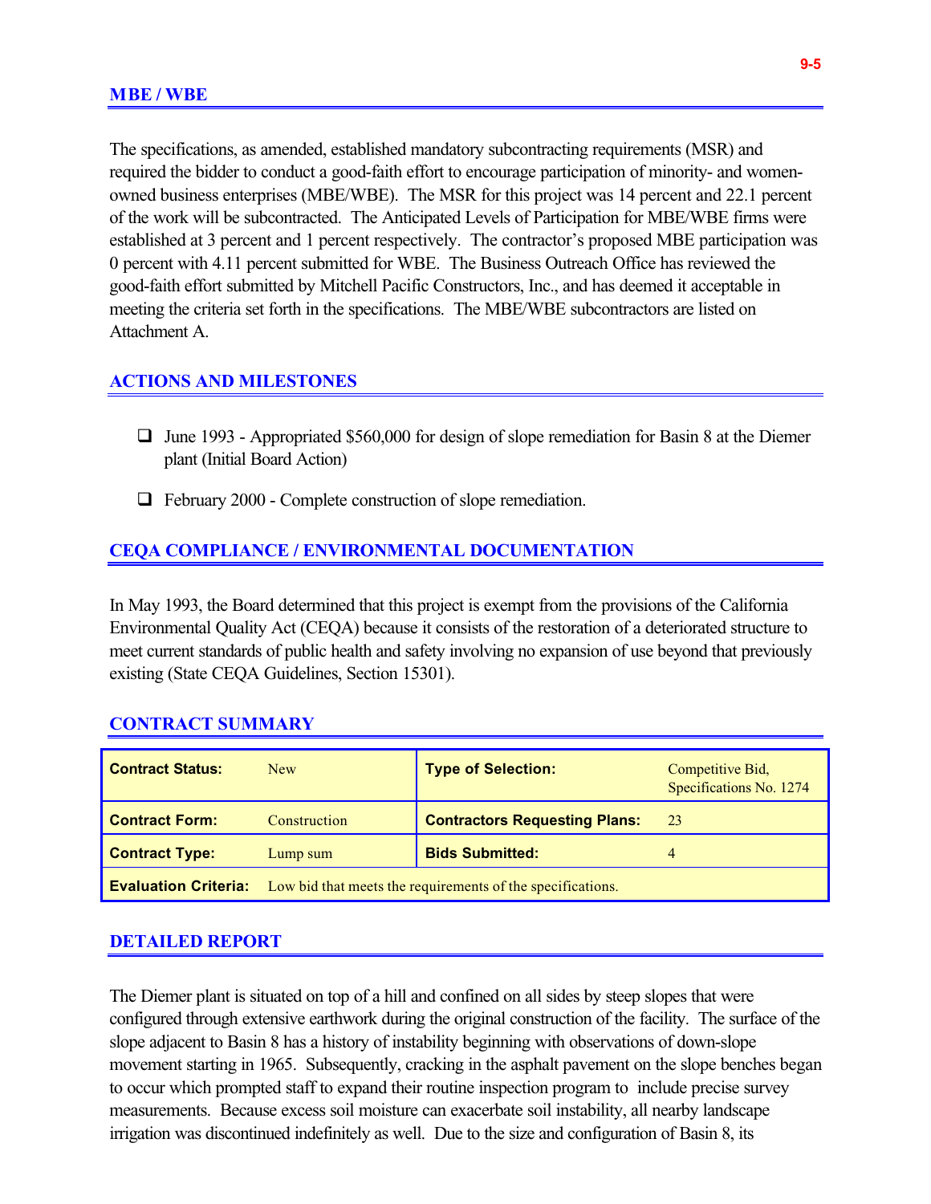## MBE / WBE

The specifications, as amended, established mandatory subcontracting requirements (MSR) and required the bidder to conduct a good-faith effort to encourage participation of minority- and women-owned business enterprises (MBE/WBE). The MSR for this project was 14 percent and 22.1 percent of the work will be subcontracted. The Anticipated Levels of Participation for MBE/WBE firms were established at 3 percent and 1 percent respectively. The contractor's proposed MBE participation was 0 percent with 4.11 percent submitted for WBE. The Business Outreach Office has reviewed the good-faith effort submitted by Mitchell Pacific Constructors, Inc., and has deemed it acceptable in meeting the criteria set forth in the specifications. The MBE/WBE subcontractors are listed on Attachment A.

## ACTIONS AND MILESTONES

- June 1993 - Appropriated $560,000 for design of slope remediation for Basin 8 at the Diemer plant (Initial Board Action)
- February 2000 - Complete construction of slope remediation.

## CEQA COMPLIANCE / ENVIRONMENTAL DOCUMENTATION

In May 1993, the Board determined that this project is exempt from the provisions of the California Environmental Quality Act (CEQA) because it consists of the restoration of a deteriorated structure to meet current standards of public health and safety involving no expansion of use beyond that previously existing (State CEQA Guidelines, Section 15301).

## CONTRACT SUMMARY

| **Contract Status:** | New | **Type of Selection:** | Competitive Bid, Specifications No. 1274 |
|---|---|---|---|
| **Contract Form:** | Construction | **Contractors Requesting Plans:** | 23 |
| **Contract Type:** | Lump sum | **Bids Submitted:** | 4 |
| **Evaluation Criteria:** | Low bid that meets the requirements of the specifications. | | |

## DETAILED REPORT

The Diemer plant is situated on top of a hill and confined on all sides by steep slopes that were configured through extensive earthwork during the original construction of the facility. The surface of the slope adjacent to Basin 8 has a history of instability beginning with observations of down-slope movement starting in 1965. Subsequently, cracking in the asphalt pavement on the slope benches began to occur which prompted staff to expand their routine inspection program to include precise survey measurements. Because excess soil moisture can exacerbate soil instability, all nearby landscape irrigation was discontinued indefinitely as well. Due to the size and configuration of Basin 8, its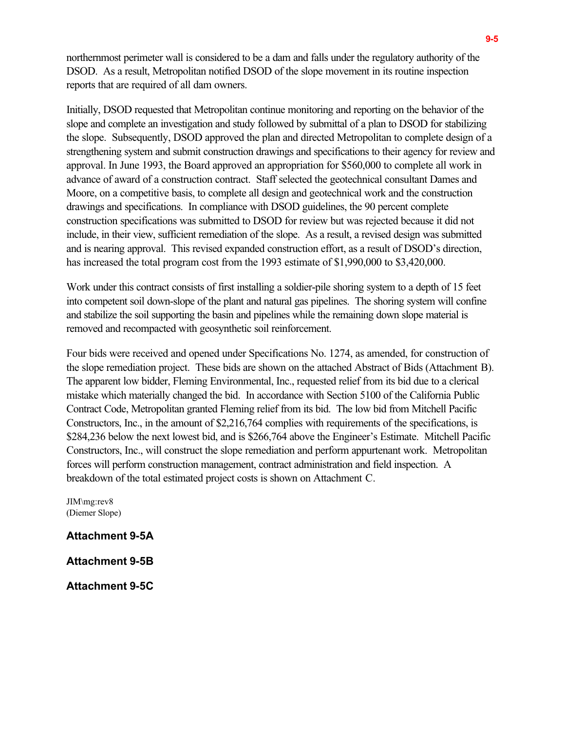northernmost perimeter wall is considered to be a dam and falls under the regulatory authority of the DSOD. As a result, Metropolitan notified DSOD of the slope movement in its routine inspection reports that are required of all dam owners.

Initially, DSOD requested that Metropolitan continue monitoring and reporting on the behavior of the slope and complete an investigation and study followed by submittal of a plan to DSOD for stabilizing the slope. Subsequently, DSOD approved the plan and directed Metropolitan to complete design of a strengthening system and submit construction drawings and specifications to their agency for review and approval. In June 1993, the Board approved an appropriation for $560,000 to complete all work in advance of award of a construction contract. Staff selected the geotechnical consultant Dames and Moore, on a competitive basis, to complete all design and geotechnical work and the construction drawings and specifications. In compliance with DSOD guidelines, the 90 percent complete construction specifications was submitted to DSOD for review but was rejected because it did not include, in their view, sufficient remediation of the slope. As a result, a revised design was submitted and is nearing approval. This revised expanded construction effort, as a result of DSOD's direction, has increased the total program cost from the 1993 estimate of $1,990,000 to $3,420,000.

Work under this contract consists of first installing a soldier-pile shoring system to a depth of 15 feet into competent soil down-slope of the plant and natural gas pipelines. The shoring system will confine and stabilize the soil supporting the basin and pipelines while the remaining down slope material is removed and recompacted with geosynthetic soil reinforcement.

Four bids were received and opened under Specifications No. 1274, as amended, for construction of the slope remediation project. These bids are shown on the attached Abstract of Bids (Attachment B). The apparent low bidder, Fleming Environmental, Inc., requested relief from its bid due to a clerical mistake which materially changed the bid. In accordance with Section 5100 of the California Public Contract Code, Metropolitan granted Fleming relief from its bid. The low bid from Mitchell Pacific Constructors, Inc., in the amount of $2,216,764 complies with requirements of the specifications, is $284,236 below the next lowest bid, and is $266,764 above the Engineer's Estimate. Mitchell Pacific Constructors, Inc., will construct the slope remediation and perform appurtenant work. Metropolitan forces will perform construction management, contract administration and field inspection. A breakdown of the total estimated project costs is shown on Attachment C.

JIM\mg:rev8
(Diemer Slope)

**Attachment 9-5A**

**Attachment 9-5B**

**Attachment 9-5C**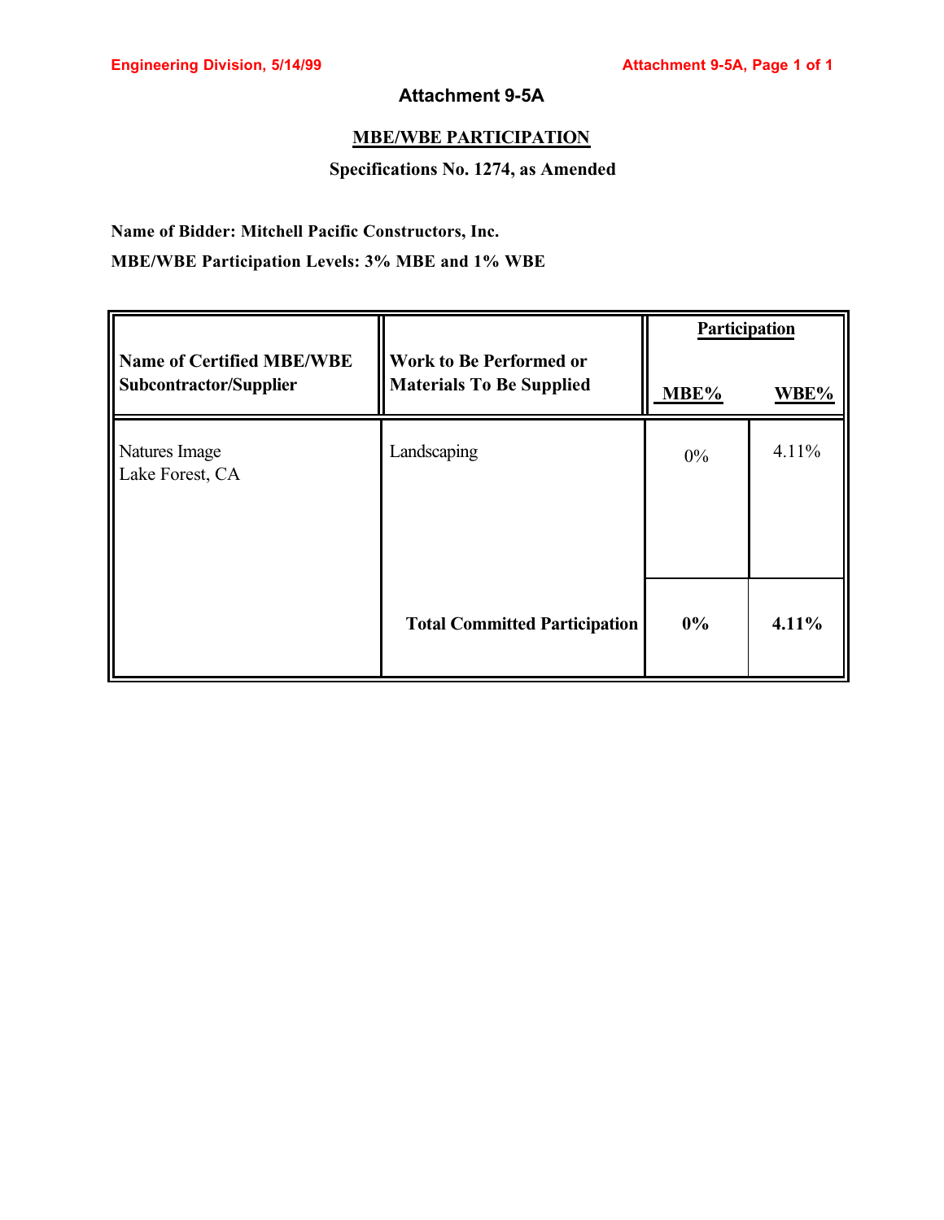# Attachment 9-5A

## MBE/WBE PARTICIPATION

**Specifications No. 1274, as Amended**

**Name of Bidder: Mitchell Pacific Constructors, Inc.**

**MBE/WBE Participation Levels: 3% MBE and 1% WBE**

| Name of Certified MBE/WBE Subcontractor/Supplier | Work to Be Performed or Materials To Be Supplied | Participation | |
|---|---|---|---|
| | | **MBE%** | **WBE%** |
| Natures Image<br>Lake Forest, CA | Landscaping | 0% | 4.11% |
| | **Total Committed Participation** | **0%** | **4.11%** |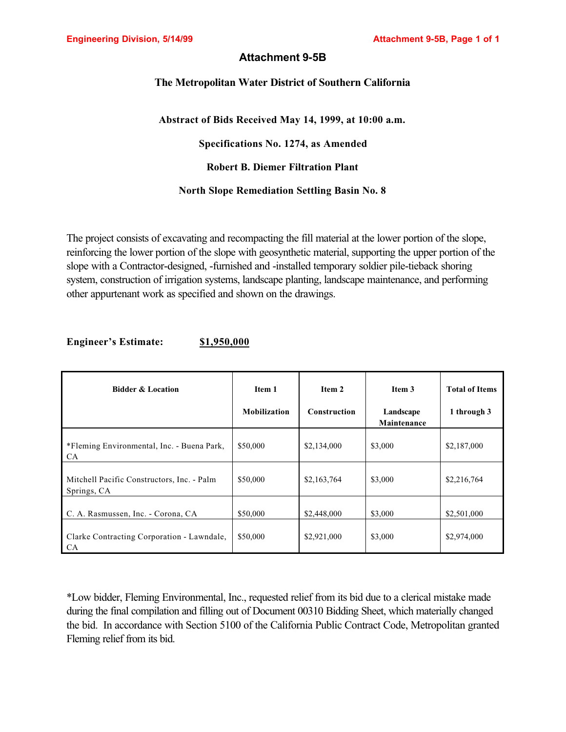# Attachment 9-5B

## The Metropolitan Water District of Southern California

**Abstract of Bids Received May 14, 1999, at 10:00 a.m.**

**Specifications No. 1274, as Amended**

**Robert B. Diemer Filtration Plant**

**North Slope Remediation Settling Basin No. 8**

The project consists of excavating and recompacting the fill material at the lower portion of the slope, reinforcing the lower portion of the slope with geosynthetic material, supporting the upper portion of the slope with a Contractor-designed, -furnished and -installed temporary soldier pile-tieback shoring system, construction of irrigation systems, landscape planting, landscape maintenance, and performing other appurtenant work as specified and shown on the drawings.

**Engineer's Estimate: $1,950,000**

| Bidder & Location | Item 1 Mobilization | Item 2 Construction | Item 3 Landscape Maintenance | Total of Items 1 through 3 |
|---|---|---|---|---|
| *Fleming Environmental, Inc. - Buena Park, CA | $50,000 | $2,134,000 | $3,000 | $2,187,000 |
| Mitchell Pacific Constructors, Inc. - Palm Springs, CA | $50,000 | $2,163,764 | $3,000 | $2,216,764 |
| C. A. Rasmussen, Inc. - Corona, CA | $50,000 | $2,448,000 | $3,000 | $2,501,000 |
| Clarke Contracting Corporation - Lawndale, CA | $50,000 | $2,921,000 | $3,000 | $2,974,000 |

*Low bidder, Fleming Environmental, Inc., requested relief from its bid due to a clerical mistake made during the final compilation and filling out of Document 00310 Bidding Sheet, which materially changed the bid. In accordance with Section 5100 of the California Public Contract Code, Metropolitan granted Fleming relief from its bid.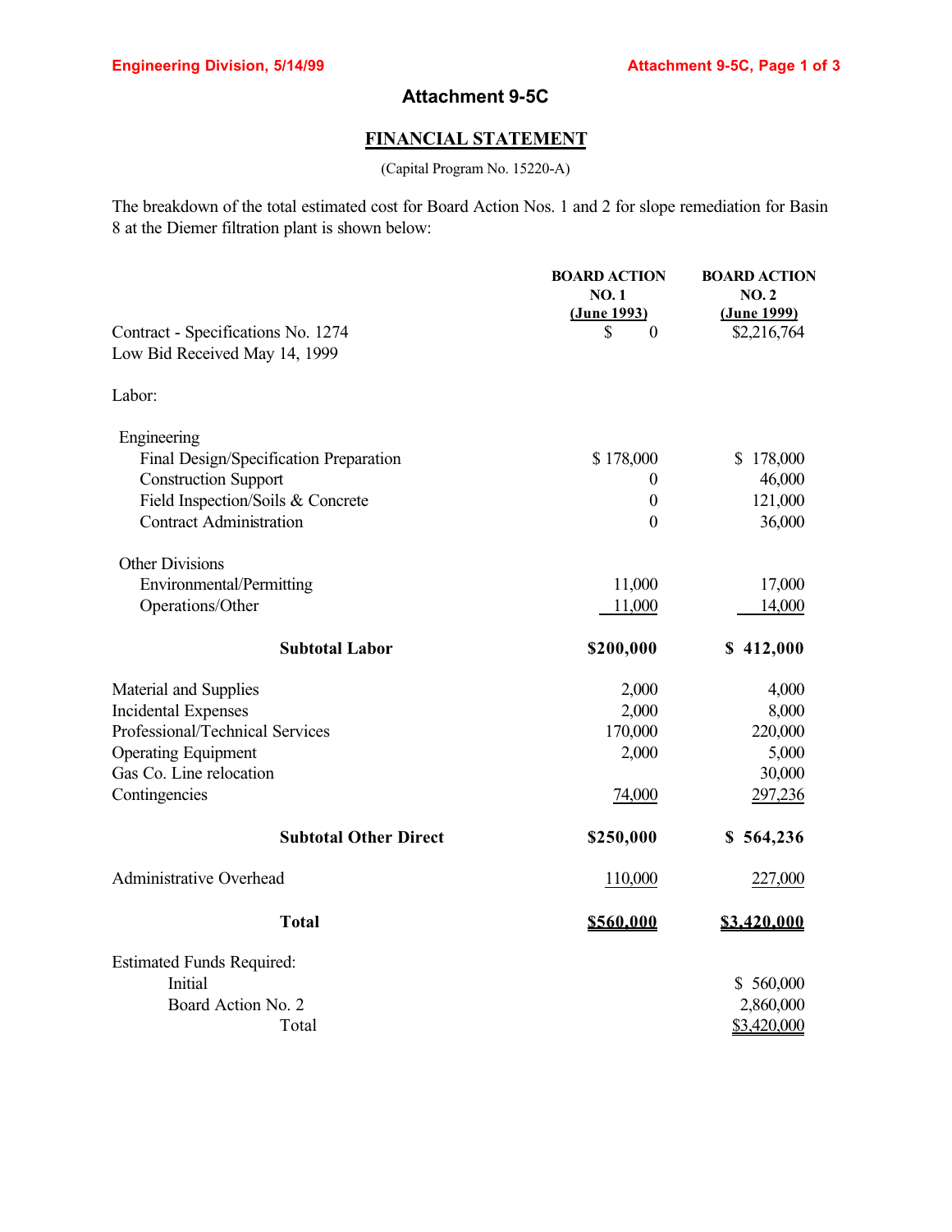# Attachment 9-5C

## FINANCIAL STATEMENT

(Capital Program No. 15220-A)

The breakdown of the total estimated cost for Board Action Nos. 1 and 2 for slope remediation for Basin 8 at the Diemer filtration plant is shown below:

| | BOARD ACTION NO. 1 (June 1993) | BOARD ACTION NO. 2 (June 1999) |
|---|---|---|
| Contract - Specifications No. 1274 | $ 0 | $2,216,764 |
| Low Bid Received May 14, 1999 | | |
| Labor: | | |
| Engineering | | |
| Final Design/Specification Preparation | $ 178,000 | $ 178,000 |
| Construction Support | 0 | 46,000 |
| Field Inspection/Soils & Concrete | 0 | 121,000 |
| Contract Administration | 0 | 36,000 |
| Other Divisions | | |
| Environmental/Permitting | 11,000 | 17,000 |
| Operations/Other | 11,000 | 14,000 |
| **Subtotal Labor** | **$200,000** | **$ 412,000** |
| Material and Supplies | 2,000 | 4,000 |
| Incidental Expenses | 2,000 | 8,000 |
| Professional/Technical Services | 170,000 | 220,000 |
| Operating Equipment | 2,000 | 5,000 |
| Gas Co. Line relocation | | 30,000 |
| Contingencies | 74,000 | 297,236 |
| **Subtotal Other Direct** | **$250,000** | **$ 564,236** |
| Administrative Overhead | 110,000 | 227,000 |
| **Total** | **$560,000** | **$3,420,000** |

| Estimated Funds Required: | |
|---|---|
| Initial | $ 560,000 |
| Board Action No. 2 | 2,860,000 |
| Total | $3,420,000 |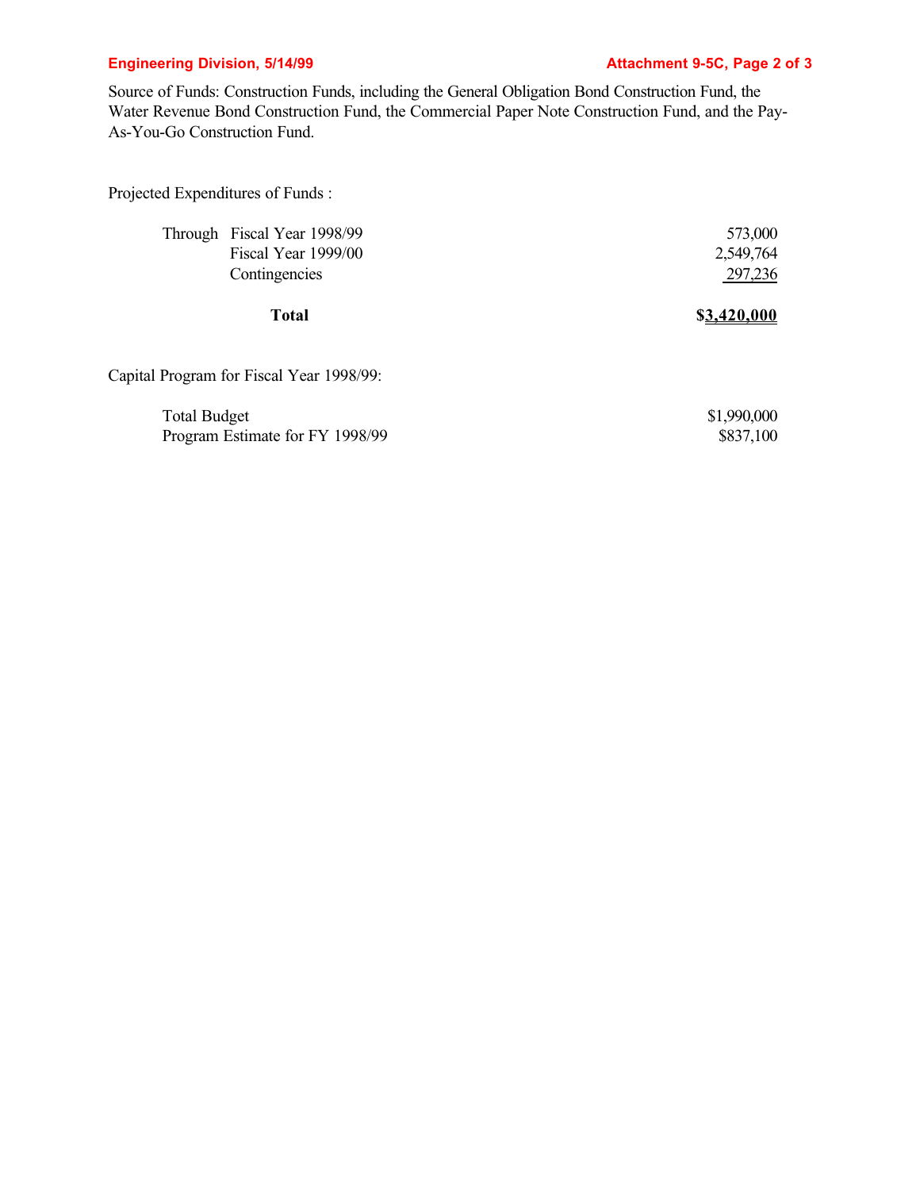Source of Funds: Construction Funds, including the General Obligation Bond Construction Fund, the Water Revenue Bond Construction Fund, the Commercial Paper Note Construction Fund, and the Pay-As-You-Go Construction Fund.

Projected Expenditures of Funds :

| | | |
|---|---|---|
| Through | Fiscal Year 1998/99 | 573,000 |
| | Fiscal Year 1999/00 | 2,549,764 |
| | Contingencies | 297,236 |
| | **Total** | **$3,420,000** |

Capital Program for Fiscal Year 1998/99:

| | |
|---|---|
| Total Budget | $1,990,000 |
| Program Estimate for FY 1998/99 | $837,100 |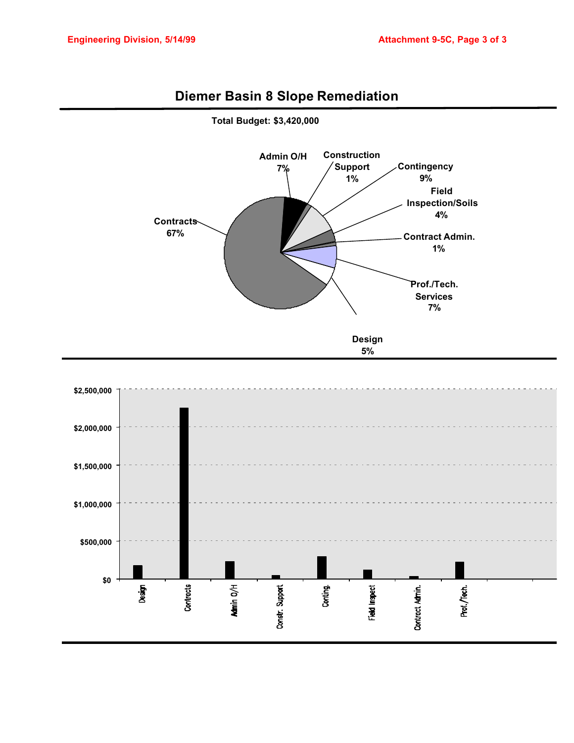# Diemer Basin 8 Slope Remediation

**Total Budget: $3,420,000**

Admin O/H
7%

Construction Support
1%

Contingency
9%

Field Inspection/Soils
4%

Contract Admin.
1%

Prof./Tech. Services
7%

Design
5%

Contracts
67%

$2,500,000

$2,000,000

$1,500,000

$1,000,000

$500,000

$0

Design

Contracts

Admin O/H

Constr. Support

Conting.

Field Inspect

Contract Admin.

Prof./Tech.